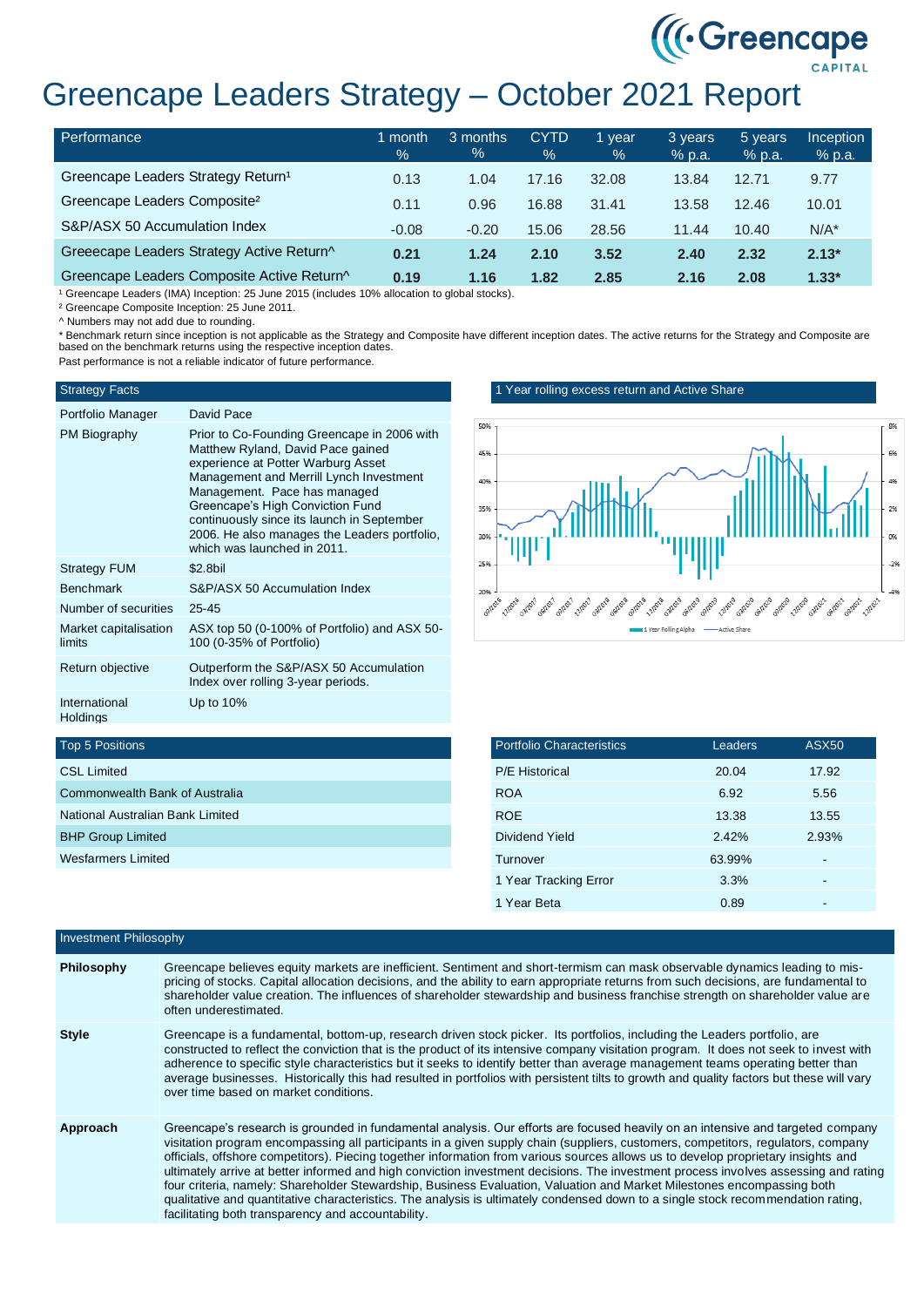# Greencape Leaders Strategy – October 2021 Report

| Performance | 1 month % | 3 months % | CYTD % | 1 year % | 3 years % p.a. | 5 years % p.a. | Inception % p.a. |
|---|---|---|---|---|---|---|---|
| Greencape Leaders Strategy Return[1] | 0.13 | 1.04 | 17.16 | 32.08 | 13.84 | 12.71 | 9.77 |
| Greencape Leaders Composite[2] | 0.11 | 0.96 | 16.88 | 31.41 | 13.58 | 12.46 | 10.01 |
| S&P/ASX 50 Accumulation Index | -0.08 | -0.20 | 15.06 | 28.56 | 11.44 | 10.40 | N/A* |
| **Greeecape Leaders Strategy Active Return^** | **0.21** | **1.24** | **2.10** | **3.52** | **2.40** | **2.32** | **2.13*** |
| **Greencape Leaders Composite Active Return^** | **0.19** | **1.16** | **1.82** | **2.85** | **2.16** | **2.08** | **1.33*** |

[1] Greencape Leaders (IMA) Inception: 25 June 2015 (includes 10% allocation to global stocks).

[2] Greencape Composite Inception: 25 June 2011.

^ Numbers may not add due to rounding.

* Benchmark return since inception is not applicable as the Strategy and Composite have different inception dates. The active returns for the Strategy and Composite are based on the benchmark returns using the respective inception dates.

Past performance is not a reliable indicator of future performance.

| Strategy Facts | |
|---|---|
| Portfolio Manager | David Pace |
| PM Biography | Prior to Co-Founding Greencape in 2006 with Matthew Ryland, David Pace gained experience at Potter Warburg Asset Management and Merrill Lynch Investment Management. Pace has managed Greencape's High Conviction Fund continuously since its launch in September 2006. He also manages the Leaders portfolio, which was launched in 2011. |
| Strategy FUM | $2.8bil |
| Benchmark | S&P/ASX 50 Accumulation Index |
| Number of securities | 25-45 |
| Market capitalisation limits | ASX top 50 (0-100% of Portfolio) and ASX 50-100 (0-35% of Portfolio) |
| Return objective | Outperform the S&P/ASX 50 Accumulation Index over rolling 3-year periods. |
| International Holdings | Up to 10% |

## 1 Year rolling excess return and Active Share

1 Year Rolling Alpha — Active Share

| Top 5 Positions |
|---|
| CSL Limited |
| Commonwealth Bank of Australia |
| National Australian Bank Limited |
| BHP Group Limited |
| Wesfarmers Limited |

| Portfolio Characteristics | Leaders | ASX50 |
|---|---|---|
| P/E Historical | 20.04 | 17.92 |
| ROA | 6.92 | 5.56 |
| ROE | 13.38 | 13.55 |
| Dividend Yield | 2.42% | 2.93% |
| Turnover | 63.99% | - |
| 1 Year Tracking Error | 3.3% | - |
| 1 Year Beta | 0.89 | - |

## Investment Philosophy

**Philosophy**

Greencape believes equity markets are inefficient. Sentiment and short-termism can mask observable dynamics leading to mis-pricing of stocks. Capital allocation decisions, and the ability to earn appropriate returns from such decisions, are fundamental to shareholder value creation. The influences of shareholder stewardship and business franchise strength on shareholder value are often underestimated.

**Style**

Greencape is a fundamental, bottom-up, research driven stock picker. Its portfolios, including the Leaders portfolio, are constructed to reflect the conviction that is the product of its intensive company visitation program. It does not seek to invest with adherence to specific style characteristics but it seeks to identify better than average management teams operating better than average businesses. Historically this had resulted in portfolios with persistent tilts to growth and quality factors but these will vary over time based on market conditions.

**Approach**

Greencape's research is grounded in fundamental analysis. Our efforts are focused heavily on an intensive and targeted company visitation program encompassing all participants in a given supply chain (suppliers, customers, competitors, regulators, company officials, offshore competitors). Piecing together information from various sources allows us to develop proprietary insights and ultimately arrive at better informed and high conviction investment decisions. The investment process involves assessing and rating four criteria, namely: Shareholder Stewardship, Business Evaluation, Valuation and Market Milestones encompassing both qualitative and quantitative characteristics. The analysis is ultimately condensed down to a single stock recommendation rating, facilitating both transparency and accountability.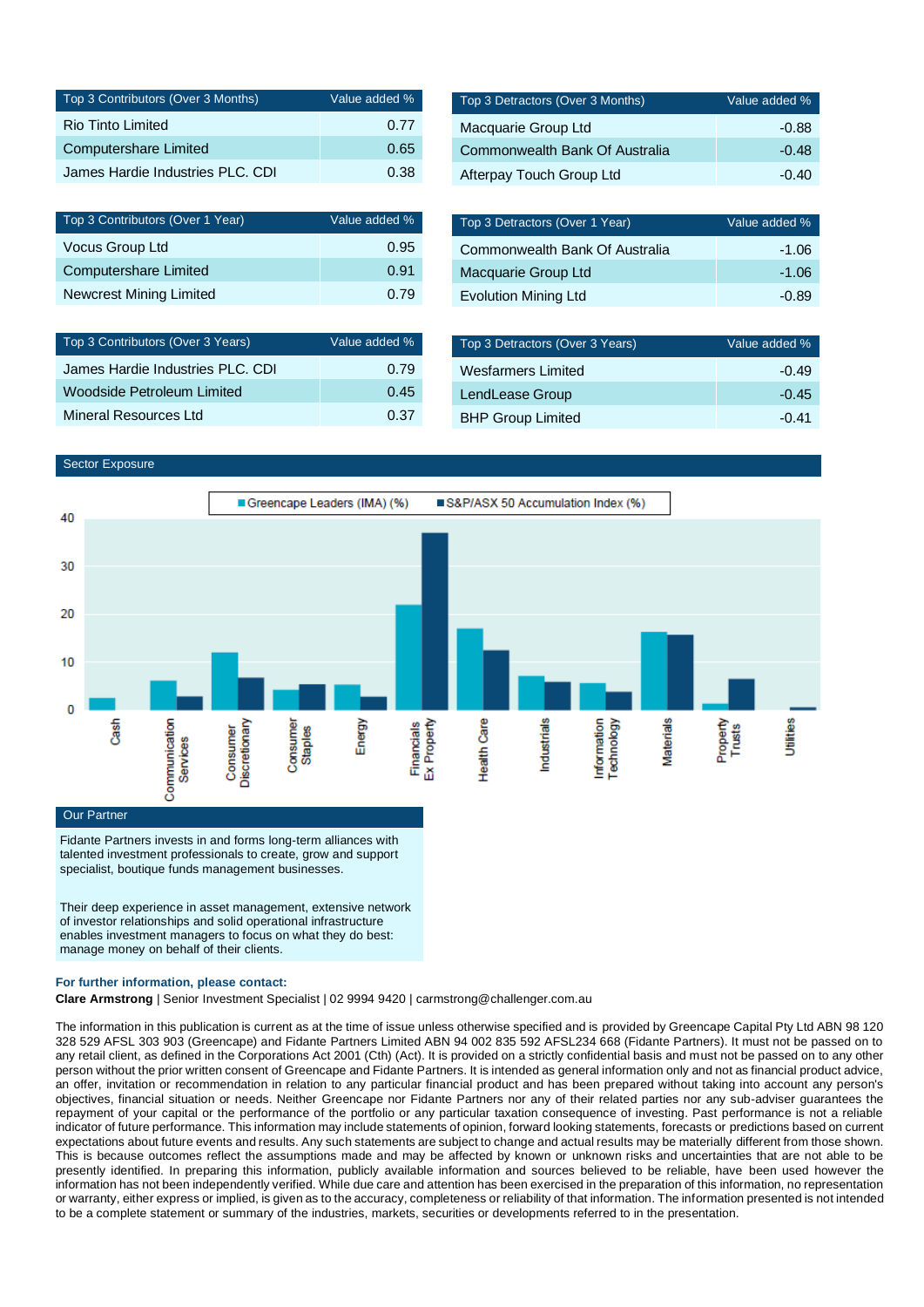| Top 3 Contributors (Over 3 Months) | Value added % |
|---|---|
| Rio Tinto Limited | 0.77 |
| Computershare Limited | 0.65 |
| James Hardie Industries PLC. CDI | 0.38 |

| Top 3 Detractors (Over 3 Months) | Value added % |
|---|---|
| Macquarie Group Ltd | -0.88 |
| Commonwealth Bank Of Australia | -0.48 |
| Afterpay Touch Group Ltd | -0.40 |

| Top 3 Contributors (Over 1 Year) | Value added % |
|---|---|
| Vocus Group Ltd | 0.95 |
| Computershare Limited | 0.91 |
| Newcrest Mining Limited | 0.79 |

| Top 3 Detractors (Over 1 Year) | Value added % |
|---|---|
| Commonwealth Bank Of Australia | -1.06 |
| Macquarie Group Ltd | -1.06 |
| Evolution Mining Ltd | -0.89 |

| Top 3 Contributors (Over 3 Years) | Value added % |
|---|---|
| James Hardie Industries PLC. CDI | 0.79 |
| Woodside Petroleum Limited | 0.45 |
| Mineral Resources Ltd | 0.37 |

| Top 3 Detractors (Over 3 Years) | Value added % |
|---|---|
| Wesfarmers Limited | -0.49 |
| LendLease Group | -0.45 |
| BHP Group Limited | -0.41 |

## Sector Exposure

Greencape Leaders (IMA) (%)
S&P/ASX 50 Accumulation Index (%)

40
30
20
10
0

Cash
Communication Services
Consumer Discretionary
Consumer Staples
Energy
Financials Ex Property
Health Care
Industrials
Information Technology
Materials
Property Trusts
Utilities

## Our Partner

Fidante Partners invests in and forms long-term alliances with talented investment professionals to create, grow and support specialist, boutique funds management businesses.

Their deep experience in asset management, extensive network of investor relationships and solid operational infrastructure enables investment managers to focus on what they do best: manage money on behalf of their clients.

**For further information, please contact:**
**Clare Armstrong** | Senior Investment Specialist | 02 9994 9420 | carmstrong@challenger.com.au

The information in this publication is current as at the time of issue unless otherwise specified and is provided by Greencape Capital Pty Ltd ABN 98 120 328 529 AFSL 303 903 (Greencape) and Fidante Partners Limited ABN 94 002 835 592 AFSL234 668 (Fidante Partners). It must not be passed on to any retail client, as defined in the Corporations Act 2001 (Cth) (Act). It is provided on a strictly confidential basis and must not be passed on to any other person without the prior written consent of Greencape and Fidante Partners. It is intended as general information only and not as financial product advice, an offer, invitation or recommendation in relation to any particular financial product and has been prepared without taking into account any person's objectives, financial situation or needs. Neither Greencape nor Fidante Partners nor any of their related parties nor any sub-adviser guarantees the repayment of your capital or the performance of the portfolio or any particular taxation consequence of investing. Past performance is not a reliable indicator of future performance. This information may include statements of opinion, forward looking statements, forecasts or predictions based on current expectations about future events and results. Any such statements are subject to change and actual results may be materially different from those shown. This is because outcomes reflect the assumptions made and may be affected by known or unknown risks and uncertainties that are not able to be presently identified. In preparing this information, publicly available information and sources believed to be reliable, have been used however the information has not been independently verified. While due care and attention has been exercised in the preparation of this information, no representation or warranty, either express or implied, is given as to the accuracy, completeness or reliability of that information. The information presented is not intended to be a complete statement or summary of the industries, markets, securities or developments referred to in the presentation.